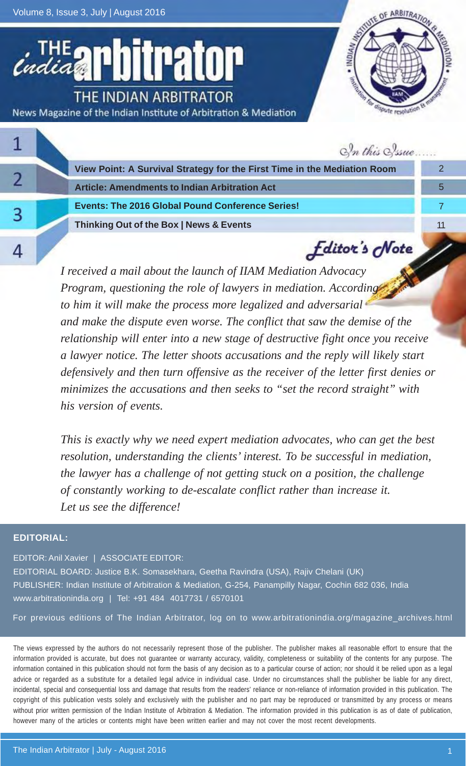# THE INDIAN ARBITRATOR

News Magazine of the Indian Institute of Arbitration & Mediation

## In this Issue......

| | |
|---|---|
| View Point: A Survival Strategy for the First Time in the Mediation Room | 2 |
| Article: Amendments to Indian Arbitration Act | 5 |
| Events: The 2016 Global Pound Conference Series! | 7 |
| Thinking Out of the Box \| News & Events | 11 |

## Editor's Note

*I received a mail about the launch of IIAM Mediation Advocacy Program, questioning the role of lawyers in mediation. According to him it will make the process more legalized and adversarial and make the dispute even worse. The conflict that saw the demise of the relationship will enter into a new stage of destructive fight once you receive a lawyer notice. The letter shoots accusations and the reply will likely start defensively and then turn offensive as the receiver of the letter first denies or minimizes the accusations and then seeks to "set the record straight" with his version of events.*

*This is exactly why we need expert mediation advocates, who can get the best resolution, understanding the clients' interest. To be successful in mediation, the lawyer has a challenge of not getting stuck on a position, the challenge of constantly working to de-escalate conflict rather than increase it. Let us see the difference!*

**EDITORIAL:**

EDITOR: Anil Xavier | ASSOCIATE EDITOR:

EDITORIAL BOARD: Justice B.K. Somasekhara, Geetha Ravindra (USA), Rajiv Chelani (UK)

PUBLISHER: Indian Institute of Arbitration & Mediation, G-254, Panampilly Nagar, Cochin 682 036, India

www.arbitrationindia.org | Tel: +91 484 4017731 / 6570101

For previous editions of The Indian Arbitrator, log on to www.arbitrationindia.org/magazine_archives.html

The views expressed by the authors do not necessarily represent those of the publisher. The publisher makes all reasonable effort to ensure that the information provided is accurate, but does not guarantee or warranty accuracy, validity, completeness or suitability of the contents for any purpose. The information contained in this publication should not form the basis of any decision as to a particular course of action; nor should it be relied upon as a legal advice or regarded as a substitute for a detailed legal advice in individual case. Under no circumstances shall the publisher be liable for any direct, incidental, special and consequential loss and damage that results from the readers' reliance or non-reliance of information provided in this publication. The copyright of this publication vests solely and exclusively with the publisher and no part may be reproduced or transmitted by any process or means without prior written permission of the Indian Institute of Arbitration & Mediation. The information provided in this publication is as of date of publication, however many of the articles or contents might have been written earlier and may not cover the most recent developments.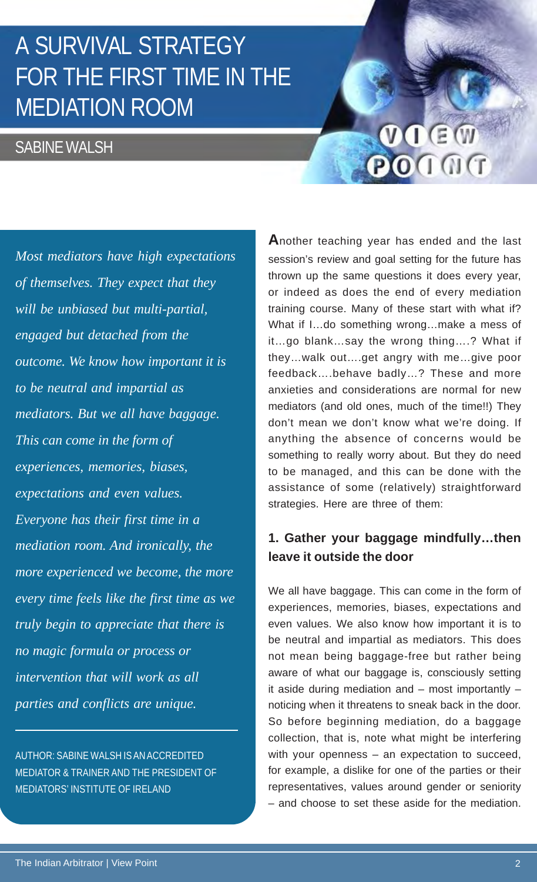# A SURVIVAL STRATEGY FOR THE FIRST TIME IN THE MEDIATION ROOM

## SABINE WALSH

*Most mediators have high expectations of themselves. They expect that they will be unbiased but multi-partial, engaged but detached from the outcome. We know how important it is to be neutral and impartial as mediators. But we all have baggage. This can come in the form of experiences, memories, biases, expectations and even values. Everyone has their first time in a mediation room. And ironically, the more experienced we become, the more every time feels like the first time as we truly begin to appreciate that there is no magic formula or process or intervention that will work as all parties and conflicts are unique.*

AUTHOR: SABINE WALSH IS AN ACCREDITED MEDIATOR & TRAINER AND THE PRESIDENT OF MEDIATORS' INSTITUTE OF IRELAND

**A**nother teaching year has ended and the last session's review and goal setting for the future has thrown up the same questions it does every year, or indeed as does the end of every mediation training course. Many of these start with what if? What if I…do something wrong…make a mess of it…go blank…say the wrong thing….? What if they…walk out….get angry with me…give poor feedback….behave badly…? These and more anxieties and considerations are normal for new mediators (and old ones, much of the time!!) They don't mean we don't know what we're doing. If anything the absence of concerns would be something to really worry about. But they do need to be managed, and this can be done with the assistance of some (relatively) straightforward strategies. Here are three of them:

### 1. Gather your baggage mindfully…then leave it outside the door

We all have baggage. This can come in the form of experiences, memories, biases, expectations and even values. We also know how important it is to be neutral and impartial as mediators. This does not mean being baggage-free but rather being aware of what our baggage is, consciously setting it aside during mediation and – most importantly – noticing when it threatens to sneak back in the door. So before beginning mediation, do a baggage collection, that is, note what might be interfering with your openness – an expectation to succeed, for example, a dislike for one of the parties or their representatives, values around gender or seniority – and choose to set these aside for the mediation.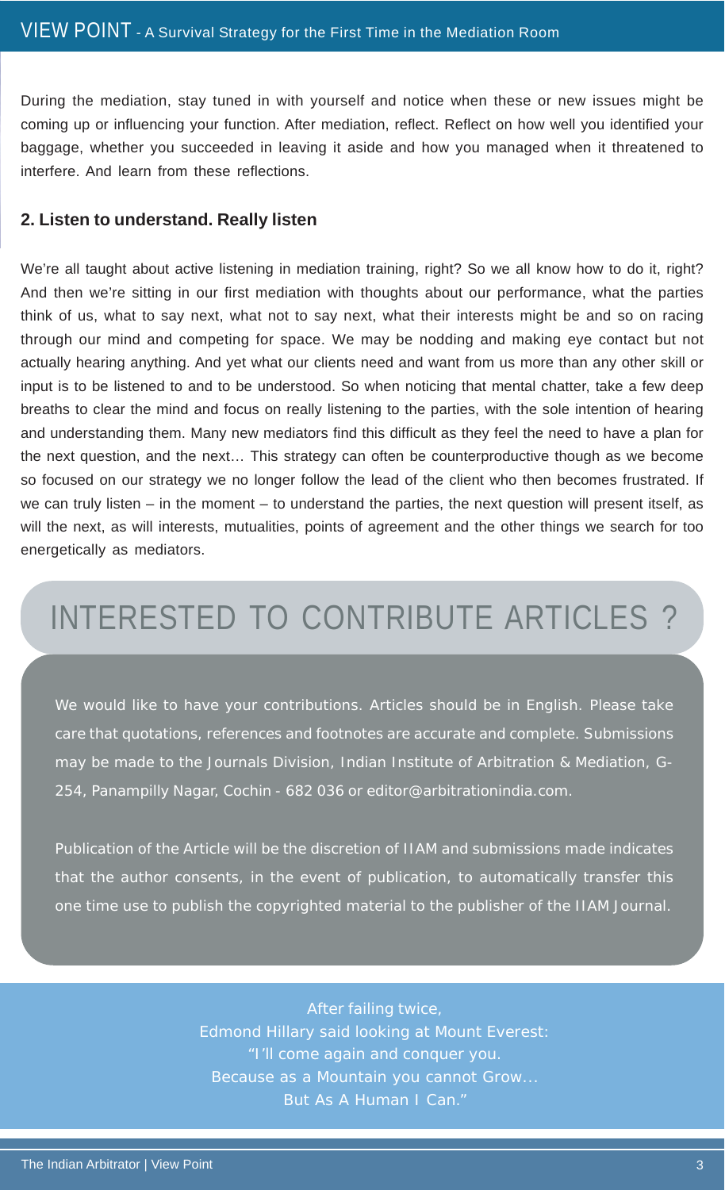During the mediation, stay tuned in with yourself and notice when these or new issues might be coming up or influencing your function. After mediation, reflect. Reflect on how well you identified your baggage, whether you succeeded in leaving it aside and how you managed when it threatened to interfere. And learn from these reflections.

### 2. Listen to understand. Really listen

We're all taught about active listening in mediation training, right? So we all know how to do it, right? And then we're sitting in our first mediation with thoughts about our performance, what the parties think of us, what to say next, what not to say next, what their interests might be and so on racing through our mind and competing for space. We may be nodding and making eye contact but not actually hearing anything. And yet what our clients need and want from us more than any other skill or input is to be listened to and to be understood. So when noticing that mental chatter, take a few deep breaths to clear the mind and focus on really listening to the parties, with the sole intention of hearing and understanding them. Many new mediators find this difficult as they feel the need to have a plan for the next question, and the next… This strategy can often be counterproductive though as we become so focused on our strategy we no longer follow the lead of the client who then becomes frustrated. If we can truly listen – in the moment – to understand the parties, the next question will present itself, as will the next, as will interests, mutualities, points of agreement and the other things we search for too energetically as mediators.

## INTERESTED TO CONTRIBUTE ARTICLES ?

We would like to have your contributions. Articles should be in English. Please take care that quotations, references and footnotes are accurate and complete. Submissions may be made to the Journals Division, Indian Institute of Arbitration & Mediation, G-254, Panampilly Nagar, Cochin - 682 036 or editor@arbitrationindia.com.

Publication of the Article will be the discretion of IIAM and submissions made indicates that the author consents, in the event of publication, to automatically transfer this one time use to publish the copyrighted material to the publisher of the IIAM Journal.

After failing twice,
Edmond Hillary said looking at Mount Everest:
"I'll come again and conquer you.
Because as a Mountain you cannot Grow…
But As A Human I Can."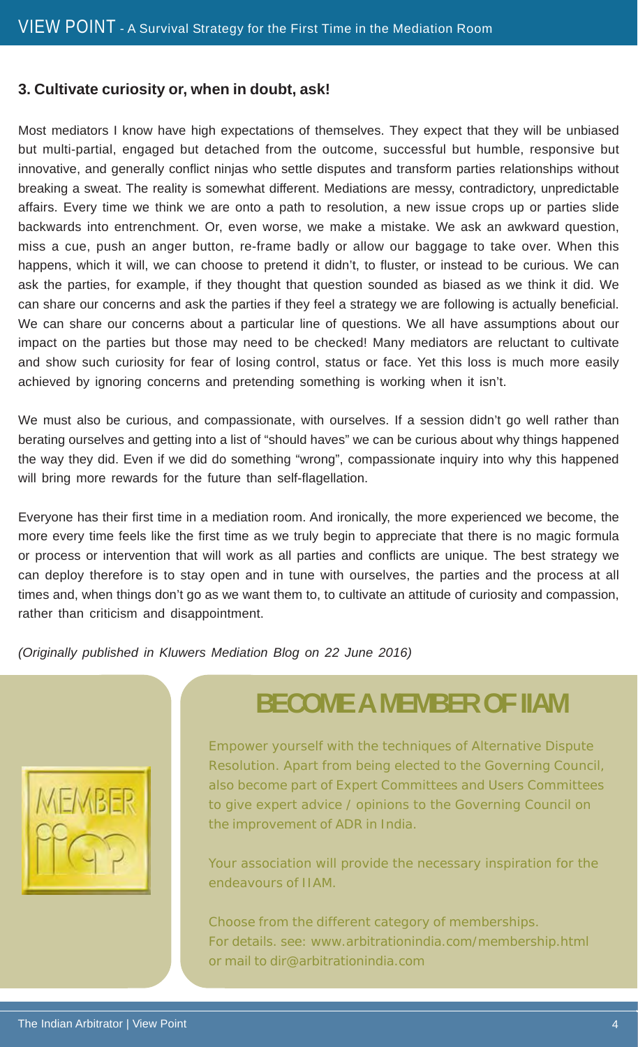### 3. Cultivate curiosity or, when in doubt, ask!

Most mediators I know have high expectations of themselves. They expect that they will be unbiased but multi-partial, engaged but detached from the outcome, successful but humble, responsive but innovative, and generally conflict ninjas who settle disputes and transform parties relationships without breaking a sweat. The reality is somewhat different. Mediations are messy, contradictory, unpredictable affairs. Every time we think we are onto a path to resolution, a new issue crops up or parties slide backwards into entrenchment. Or, even worse, we make a mistake. We ask an awkward question, miss a cue, push an anger button, re-frame badly or allow our baggage to take over. When this happens, which it will, we can choose to pretend it didn't, to fluster, or instead to be curious. We can ask the parties, for example, if they thought that question sounded as biased as we think it did. We can share our concerns and ask the parties if they feel a strategy we are following is actually beneficial. We can share our concerns about a particular line of questions. We all have assumptions about our impact on the parties but those may need to be checked! Many mediators are reluctant to cultivate and show such curiosity for fear of losing control, status or face. Yet this loss is much more easily achieved by ignoring concerns and pretending something is working when it isn't.

We must also be curious, and compassionate, with ourselves. If a session didn't go well rather than berating ourselves and getting into a list of "should haves" we can be curious about why things happened the way they did. Even if we did do something "wrong", compassionate inquiry into why this happened will bring more rewards for the future than self-flagellation.

Everyone has their first time in a mediation room. And ironically, the more experienced we become, the more every time feels like the first time as we truly begin to appreciate that there is no magic formula or process or intervention that will work as all parties and conflicts are unique. The best strategy we can deploy therefore is to stay open and in tune with ourselves, the parties and the process at all times and, when things don't go as we want them to, to cultivate an attitude of curiosity and compassion, rather than criticism and disappointment.

*(Originally published in Kluwers Mediation Blog on 22 June 2016)*

## BECOME A MEMBER OF IIAM

Empower yourself with the techniques of Alternative Dispute Resolution. Apart from being elected to the Governing Council, also become part of Expert Committees and Users Committees to give expert advice / opinions to the Governing Council on the improvement of ADR in India.

Your association will provide the necessary inspiration for the endeavours of IIAM.

Choose from the different category of memberships.
For details. see: www.arbitrationindia.com/membership.html
or mail to dir@arbitrationindia.com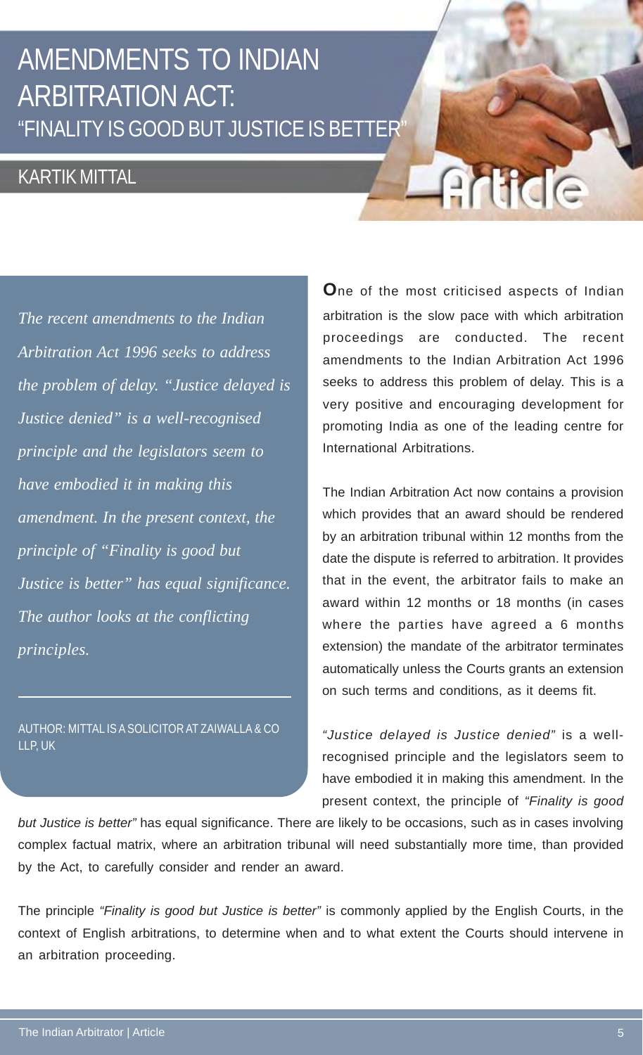# AMENDMENTS TO INDIAN ARBITRATION ACT: "FINALITY IS GOOD BUT JUSTICE IS BETTER"

## KARTIK MITTAL

*The recent amendments to the Indian Arbitration Act 1996 seeks to address the problem of delay. "Justice delayed is Justice denied" is a well-recognised principle and the legislators seem to have embodied it in making this amendment. In the present context, the principle of "Finality is good but Justice is better" has equal significance. The author looks at the conflicting principles.*

AUTHOR: MITTAL IS A SOLICITOR AT ZAIWALLA & CO LLP, UK

**O**ne of the most criticised aspects of Indian arbitration is the slow pace with which arbitration proceedings are conducted. The recent amendments to the Indian Arbitration Act 1996 seeks to address this problem of delay. This is a very positive and encouraging development for promoting India as one of the leading centre for International Arbitrations.

The Indian Arbitration Act now contains a provision which provides that an award should be rendered by an arbitration tribunal within 12 months from the date the dispute is referred to arbitration. It provides that in the event, the arbitrator fails to make an award within 12 months or 18 months (in cases where the parties have agreed a 6 months extension) the mandate of the arbitrator terminates automatically unless the Courts grants an extension on such terms and conditions, as it deems fit.

*"Justice delayed is Justice denied"* is a well-recognised principle and the legislators seem to have embodied it in making this amendment. In the present context, the principle of *"Finality is good but Justice is better"* has equal significance. There are likely to be occasions, such as in cases involving complex factual matrix, where an arbitration tribunal will need substantially more time, than provided by the Act, to carefully consider and render an award.

The principle *"Finality is good but Justice is better"* is commonly applied by the English Courts, in the context of English arbitrations, to determine when and to what extent the Courts should intervene in an arbitration proceeding.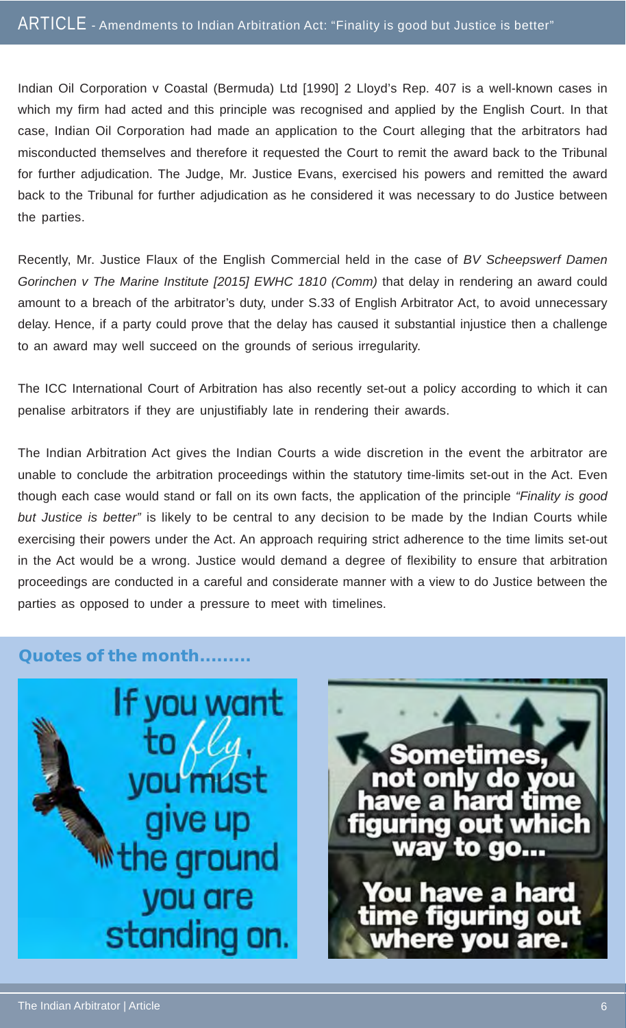Indian Oil Corporation v Coastal (Bermuda) Ltd [1990] 2 Lloyd's Rep. 407 is a well-known cases in which my firm had acted and this principle was recognised and applied by the English Court. In that case, Indian Oil Corporation had made an application to the Court alleging that the arbitrators had misconducted themselves and therefore it requested the Court to remit the award back to the Tribunal for further adjudication. The Judge, Mr. Justice Evans, exercised his powers and remitted the award back to the Tribunal for further adjudication as he considered it was necessary to do Justice between the parties.

Recently, Mr. Justice Flaux of the English Commercial held in the case of *BV Scheepswerf Damen Gorinchen v The Marine Institute [2015] EWHC 1810 (Comm)* that delay in rendering an award could amount to a breach of the arbitrator's duty, under S.33 of English Arbitrator Act, to avoid unnecessary delay. Hence, if a party could prove that the delay has caused it substantial injustice then a challenge to an award may well succeed on the grounds of serious irregularity.

The ICC International Court of Arbitration has also recently set-out a policy according to which it can penalise arbitrators if they are unjustifiably late in rendering their awards.

The Indian Arbitration Act gives the Indian Courts a wide discretion in the event the arbitrator are unable to conclude the arbitration proceedings within the statutory time-limits set-out in the Act. Even though each case would stand or fall on its own facts, the application of the principle *"Finality is good but Justice is better"* is likely to be central to any decision to be made by the Indian Courts while exercising their powers under the Act. An approach requiring strict adherence to the time limits set-out in the Act would be a wrong. Justice would demand a degree of flexibility to ensure that arbitration proceedings are conducted in a careful and considerate manner with a view to do Justice between the parties as opposed to under a pressure to meet with timelines.

**Quotes of the month.........**

If you want to *fly*, you must give up the ground you are standing on.

Sometimes, not only do you have a hard time figuring out which way to go... You have a hard time figuring out where you are.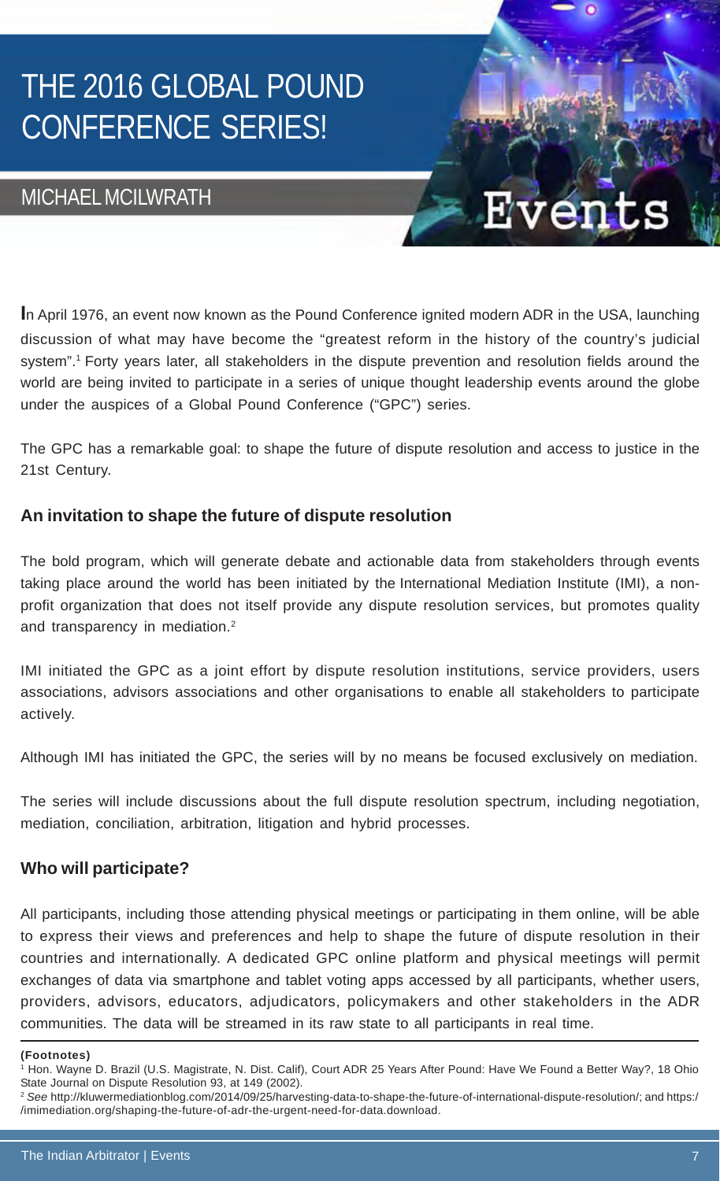# THE 2016 GLOBAL POUND CONFERENCE SERIES!

## MICHAEL MCILWRATH

**I**n April 1976, an event now known as the Pound Conference ignited modern ADR in the USA, launching discussion of what may have become the "greatest reform in the history of the country's judicial system".[1] Forty years later, all stakeholders in the dispute prevention and resolution fields around the world are being invited to participate in a series of unique thought leadership events around the globe under the auspices of a Global Pound Conference ("GPC") series.

The GPC has a remarkable goal: to shape the future of dispute resolution and access to justice in the 21st Century.

### An invitation to shape the future of dispute resolution

The bold program, which will generate debate and actionable data from stakeholders through events taking place around the world has been initiated by the International Mediation Institute (IMI), a non-profit organization that does not itself provide any dispute resolution services, but promotes quality and transparency in mediation.[2]

IMI initiated the GPC as a joint effort by dispute resolution institutions, service providers, users associations, advisors associations and other organisations to enable all stakeholders to participate actively.

Although IMI has initiated the GPC, the series will by no means be focused exclusively on mediation.

The series will include discussions about the full dispute resolution spectrum, including negotiation, mediation, conciliation, arbitration, litigation and hybrid processes.

### Who will participate?

All participants, including those attending physical meetings or participating in them online, will be able to express their views and preferences and help to shape the future of dispute resolution in their countries and internationally. A dedicated GPC online platform and physical meetings will permit exchanges of data via smartphone and tablet voting apps accessed by all participants, whether users, providers, advisors, educators, adjudicators, policymakers and other stakeholders in the ADR communities. The data will be streamed in its raw state to all participants in real time.

**(Footnotes)**

[1] Hon. Wayne D. Brazil (U.S. Magistrate, N. Dist. Calif), Court ADR 25 Years After Pound: Have We Found a Better Way?, 18 Ohio State Journal on Dispute Resolution 93, at 149 (2002).

[2] *See* http://kluwermediationblog.com/2014/09/25/harvesting-data-to-shape-the-future-of-international-dispute-resolution/; and https://imimediation.org/shaping-the-future-of-adr-the-urgent-need-for-data.download.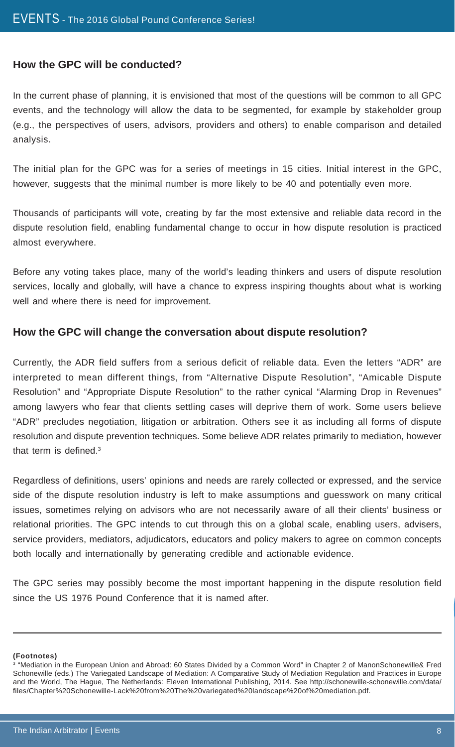## How the GPC will be conducted?

In the current phase of planning, it is envisioned that most of the questions will be common to all GPC events, and the technology will allow the data to be segmented, for example by stakeholder group (e.g., the perspectives of users, advisors, providers and others) to enable comparison and detailed analysis.

The initial plan for the GPC was for a series of meetings in 15 cities. Initial interest in the GPC, however, suggests that the minimal number is more likely to be 40 and potentially even more.

Thousands of participants will vote, creating by far the most extensive and reliable data record in the dispute resolution field, enabling fundamental change to occur in how dispute resolution is practiced almost everywhere.

Before any voting takes place, many of the world's leading thinkers and users of dispute resolution services, locally and globally, will have a chance to express inspiring thoughts about what is working well and where there is need for improvement.

## How the GPC will change the conversation about dispute resolution?

Currently, the ADR field suffers from a serious deficit of reliable data. Even the letters "ADR" are interpreted to mean different things, from "Alternative Dispute Resolution", "Amicable Dispute Resolution" and "Appropriate Dispute Resolution" to the rather cynical "Alarming Drop in Revenues" among lawyers who fear that clients settling cases will deprive them of work. Some users believe "ADR" precludes negotiation, litigation or arbitration. Others see it as including all forms of dispute resolution and dispute prevention techniques. Some believe ADR relates primarily to mediation, however that term is defined.[3]

Regardless of definitions, users' opinions and needs are rarely collected or expressed, and the service side of the dispute resolution industry is left to make assumptions and guesswork on many critical issues, sometimes relying on advisors who are not necessarily aware of all their clients' business or relational priorities. The GPC intends to cut through this on a global scale, enabling users, advisers, service providers, mediators, adjudicators, educators and policy makers to agree on common concepts both locally and internationally by generating credible and actionable evidence.

The GPC series may possibly become the most important happening in the dispute resolution field since the US 1976 Pound Conference that it is named after.

---

**(Footnotes)**

[3] "Mediation in the European Union and Abroad: 60 States Divided by a Common Word" in Chapter 2 of ManonSchonewille& Fred Schonewille (eds.) The Variegated Landscape of Mediation: A Comparative Study of Mediation Regulation and Practices in Europe and the World, The Hague, The Netherlands: Eleven International Publishing, 2014. See http://schonewille-schonewille.com/data/files/Chapter%20Schonewille-Lack%20from%20The%20variegated%20landscape%20of%20mediation.pdf.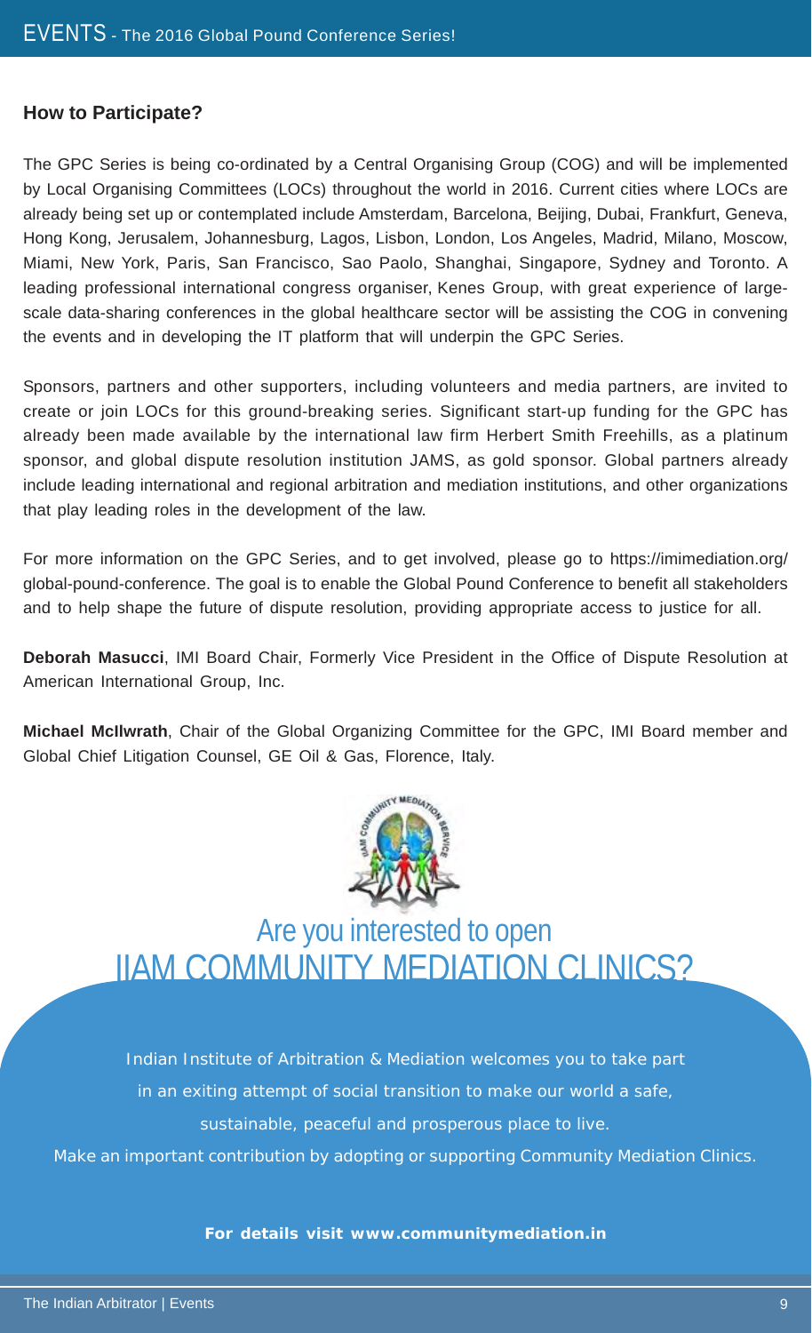### How to Participate?

The GPC Series is being co-ordinated by a Central Organising Group (COG) and will be implemented by Local Organising Committees (LOCs) throughout the world in 2016. Current cities where LOCs are already being set up or contemplated include Amsterdam, Barcelona, Beijing, Dubai, Frankfurt, Geneva, Hong Kong, Jerusalem, Johannesburg, Lagos, Lisbon, London, Los Angeles, Madrid, Milano, Moscow, Miami, New York, Paris, San Francisco, Sao Paolo, Shanghai, Singapore, Sydney and Toronto. A leading professional international congress organiser, Kenes Group, with great experience of large-scale data-sharing conferences in the global healthcare sector will be assisting the COG in convening the events and in developing the IT platform that will underpin the GPC Series.

Sponsors, partners and other supporters, including volunteers and media partners, are invited to create or join LOCs for this ground-breaking series. Significant start-up funding for the GPC has already been made available by the international law firm Herbert Smith Freehills, as a platinum sponsor, and global dispute resolution institution JAMS, as gold sponsor. Global partners already include leading international and regional arbitration and mediation institutions, and other organizations that play leading roles in the development of the law.

For more information on the GPC Series, and to get involved, please go to https://imimediation.org/global-pound-conference. The goal is to enable the Global Pound Conference to benefit all stakeholders and to help shape the future of dispute resolution, providing appropriate access to justice for all.

**Deborah Masucci**, IMI Board Chair, Formerly Vice President in the Office of Dispute Resolution at American International Group, Inc.

**Michael McIlwrath**, Chair of the Global Organizing Committee for the GPC, IMI Board member and Global Chief Litigation Counsel, GE Oil & Gas, Florence, Italy.

## Are you interested to open IIAM COMMUNITY MEDIATION CLINICS?

Indian Institute of Arbitration & Mediation welcomes you to take part in an exiting attempt of social transition to make our world a safe, sustainable, peaceful and prosperous place to live.

Make an important contribution by adopting or supporting Community Mediation Clinics.

**For details visit www.communitymediation.in**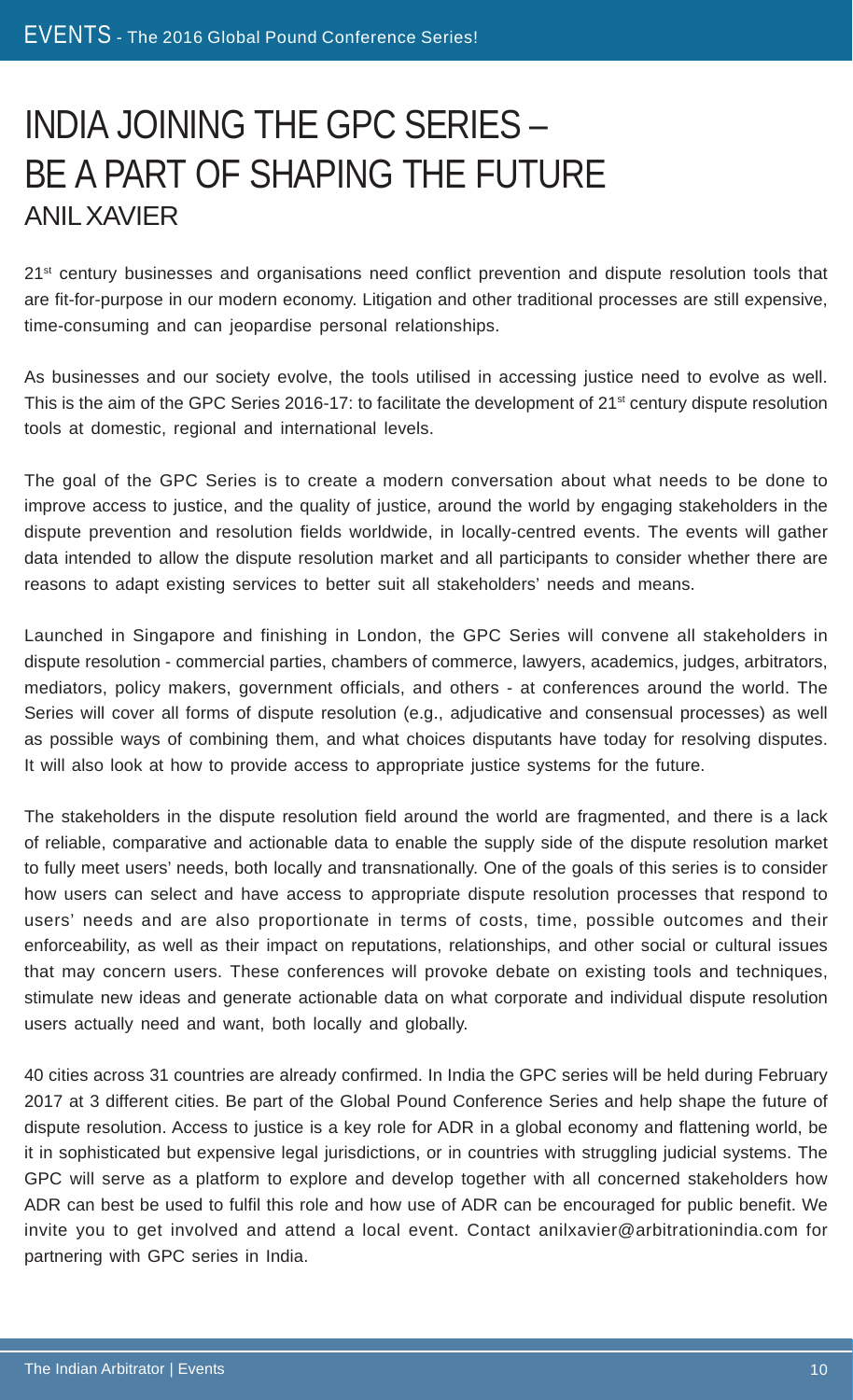# INDIA JOINING THE GPC SERIES – BE A PART OF SHAPING THE FUTURE

## ANIL XAVIER

21st century businesses and organisations need conflict prevention and dispute resolution tools that are fit-for-purpose in our modern economy. Litigation and other traditional processes are still expensive, time-consuming and can jeopardise personal relationships.

As businesses and our society evolve, the tools utilised in accessing justice need to evolve as well. This is the aim of the GPC Series 2016-17: to facilitate the development of 21st century dispute resolution tools at domestic, regional and international levels.

The goal of the GPC Series is to create a modern conversation about what needs to be done to improve access to justice, and the quality of justice, around the world by engaging stakeholders in the dispute prevention and resolution fields worldwide, in locally-centred events. The events will gather data intended to allow the dispute resolution market and all participants to consider whether there are reasons to adapt existing services to better suit all stakeholders' needs and means.

Launched in Singapore and finishing in London, the GPC Series will convene all stakeholders in dispute resolution - commercial parties, chambers of commerce, lawyers, academics, judges, arbitrators, mediators, policy makers, government officials, and others - at conferences around the world. The Series will cover all forms of dispute resolution (e.g., adjudicative and consensual processes) as well as possible ways of combining them, and what choices disputants have today for resolving disputes. It will also look at how to provide access to appropriate justice systems for the future.

The stakeholders in the dispute resolution field around the world are fragmented, and there is a lack of reliable, comparative and actionable data to enable the supply side of the dispute resolution market to fully meet users' needs, both locally and transnationally. One of the goals of this series is to consider how users can select and have access to appropriate dispute resolution processes that respond to users' needs and are also proportionate in terms of costs, time, possible outcomes and their enforceability, as well as their impact on reputations, relationships, and other social or cultural issues that may concern users. These conferences will provoke debate on existing tools and techniques, stimulate new ideas and generate actionable data on what corporate and individual dispute resolution users actually need and want, both locally and globally.

40 cities across 31 countries are already confirmed. In India the GPC series will be held during February 2017 at 3 different cities. Be part of the Global Pound Conference Series and help shape the future of dispute resolution. Access to justice is a key role for ADR in a global economy and flattening world, be it in sophisticated but expensive legal jurisdictions, or in countries with struggling judicial systems. The GPC will serve as a platform to explore and develop together with all concerned stakeholders how ADR can best be used to fulfil this role and how use of ADR can be encouraged for public benefit. We invite you to get involved and attend a local event. Contact anilxavier@arbitrationindia.com for partnering with GPC series in India.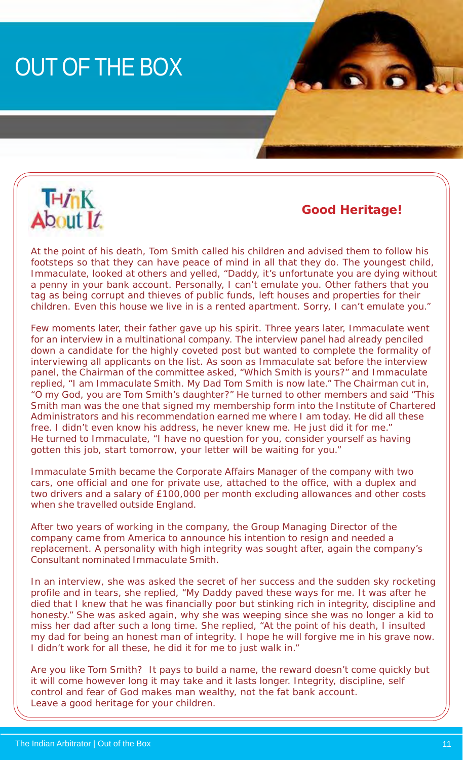# OUT OF THE BOX

Think About It

## Good Heritage!

At the point of his death, Tom Smith called his children and advised them to follow his footsteps so that they can have peace of mind in all that they do. The youngest child, Immaculate, looked at others and yelled, "Daddy, it's unfortunate you are dying without a penny in your bank account. Personally, I can't emulate you. Other fathers that you tag as being corrupt and thieves of public funds, left houses and properties for their children. Even this house we live in is a rented apartment. Sorry, I can't emulate you."

Few moments later, their father gave up his spirit. Three years later, Immaculate went for an interview in a multinational company. The interview panel had already penciled down a candidate for the highly coveted post but wanted to complete the formality of interviewing all applicants on the list. As soon as Immaculate sat before the interview panel, the Chairman of the committee asked, "Which Smith is yours?" and Immaculate replied, "I am Immaculate Smith. My Dad Tom Smith is now late." The Chairman cut in, "O my God, you are Tom Smith's daughter?" He turned to other members and said "This Smith man was the one that signed my membership form into the Institute of Chartered Administrators and his recommendation earned me where I am today. He did all these free. I didn't even know his address, he never knew me. He just did it for me." He turned to Immaculate, "I have no question for you, consider yourself as having gotten this job, start tomorrow, your letter will be waiting for you."

Immaculate Smith became the Corporate Affairs Manager of the company with two cars, one official and one for private use, attached to the office, with a duplex and two drivers and a salary of £100,000 per month excluding allowances and other costs when she travelled outside England.

After two years of working in the company, the Group Managing Director of the company came from America to announce his intention to resign and needed a replacement. A personality with high integrity was sought after, again the company's Consultant nominated Immaculate Smith.

In an interview, she was asked the secret of her success and the sudden sky rocketing profile and in tears, she replied, "My Daddy paved these ways for me. It was after he died that I knew that he was financially poor but stinking rich in integrity, discipline and honesty." She was asked again, why she was weeping since she was no longer a kid to miss her dad after such a long time. She replied, "At the point of his death, I insulted my dad for being an honest man of integrity. I hope he will forgive me in his grave now. I didn't work for all these, he did it for me to just walk in."

Are you like Tom Smith? It pays to build a name, the reward doesn't come quickly but it will come however long it may take and it lasts longer. Integrity, discipline, self control and fear of God makes man wealthy, not the fat bank account. Leave a good heritage for your children.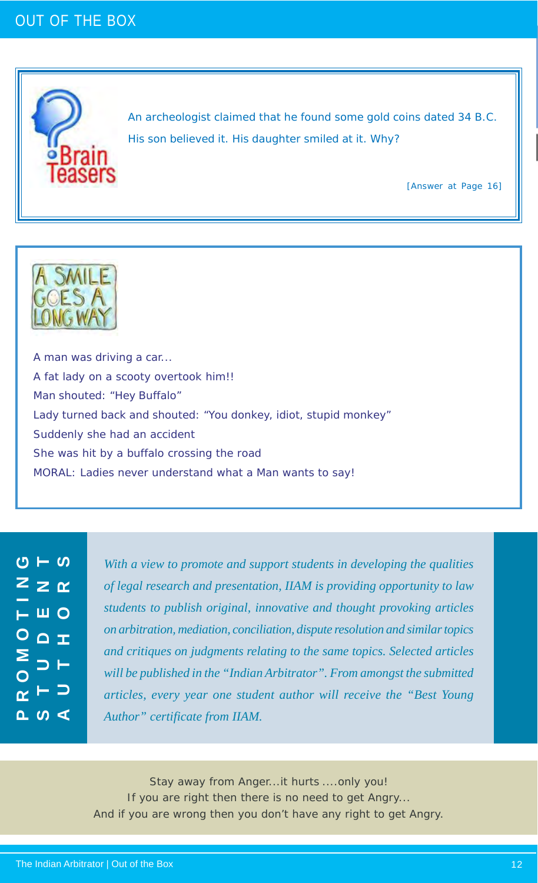# OUT OF THE BOX

## Brain Teasers

An archeologist claimed that he found some gold coins dated 34 B.C. His son believed it. His daughter smiled at it. Why?

[Answer at Page 16]

## A Smile Goes a Long Way

A man was driving a car...
A fat lady on a scooty overtook him!!
Man shouted: "Hey Buffalo"
Lady turned back and shouted: "You donkey, idiot, stupid monkey"
Suddenly she had an accident
She was hit by a buffalo crossing the road
MORAL: Ladies never understand what a Man wants to say!

## PROMOTING STUDENT AUTHORS

*With a view to promote and support students in developing the qualities of legal research and presentation, IIAM is providing opportunity to law students to publish original, innovative and thought provoking articles on arbitration, mediation, conciliation, dispute resolution and similar topics and critiques on judgments relating to the same topics. Selected articles will be published in the "Indian Arbitrator". From amongst the submitted articles, every year one student author will receive the "Best Young Author" certificate from IIAM.*

Stay away from Anger...it hurts ....only you!
If you are right then there is no need to get Angry...
And if you are wrong then you don't have any right to get Angry.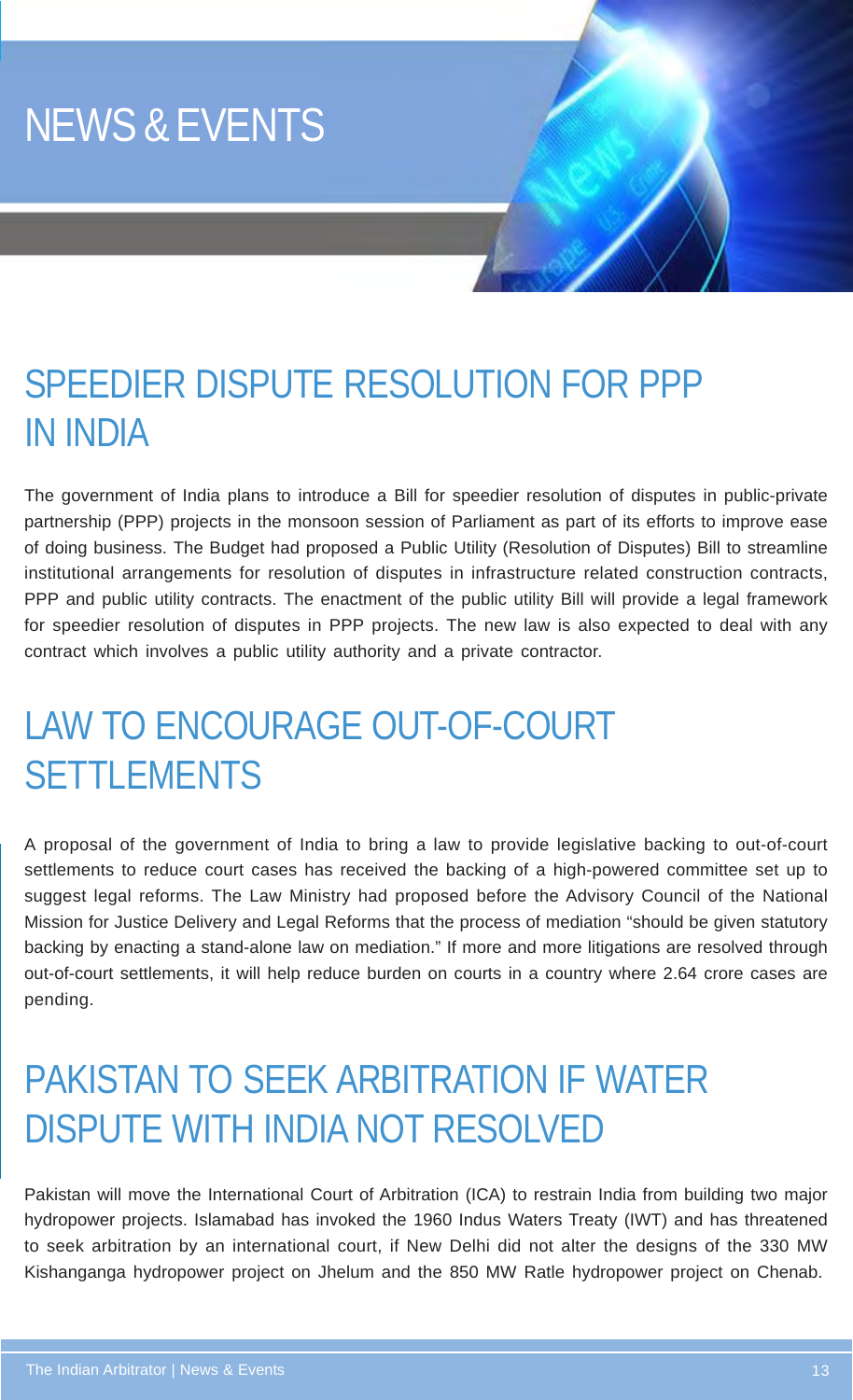# NEWS & EVENTS

## SPEEDIER DISPUTE RESOLUTION FOR PPP IN INDIA

The government of India plans to introduce a Bill for speedier resolution of disputes in public-private partnership (PPP) projects in the monsoon session of Parliament as part of its efforts to improve ease of doing business. The Budget had proposed a Public Utility (Resolution of Disputes) Bill to streamline institutional arrangements for resolution of disputes in infrastructure related construction contracts, PPP and public utility contracts. The enactment of the public utility Bill will provide a legal framework for speedier resolution of disputes in PPP projects. The new law is also expected to deal with any contract which involves a public utility authority and a private contractor.

## LAW TO ENCOURAGE OUT-OF-COURT SETTLEMENTS

A proposal of the government of India to bring a law to provide legislative backing to out-of-court settlements to reduce court cases has received the backing of a high-powered committee set up to suggest legal reforms. The Law Ministry had proposed before the Advisory Council of the National Mission for Justice Delivery and Legal Reforms that the process of mediation "should be given statutory backing by enacting a stand-alone law on mediation." If more and more litigations are resolved through out-of-court settlements, it will help reduce burden on courts in a country where 2.64 crore cases are pending.

## PAKISTAN TO SEEK ARBITRATION IF WATER DISPUTE WITH INDIA NOT RESOLVED

Pakistan will move the International Court of Arbitration (ICA) to restrain India from building two major hydropower projects. Islamabad has invoked the 1960 Indus Waters Treaty (IWT) and has threatened to seek arbitration by an international court, if New Delhi did not alter the designs of the 330 MW Kishanganga hydropower project on Jhelum and the 850 MW Ratle hydropower project on Chenab.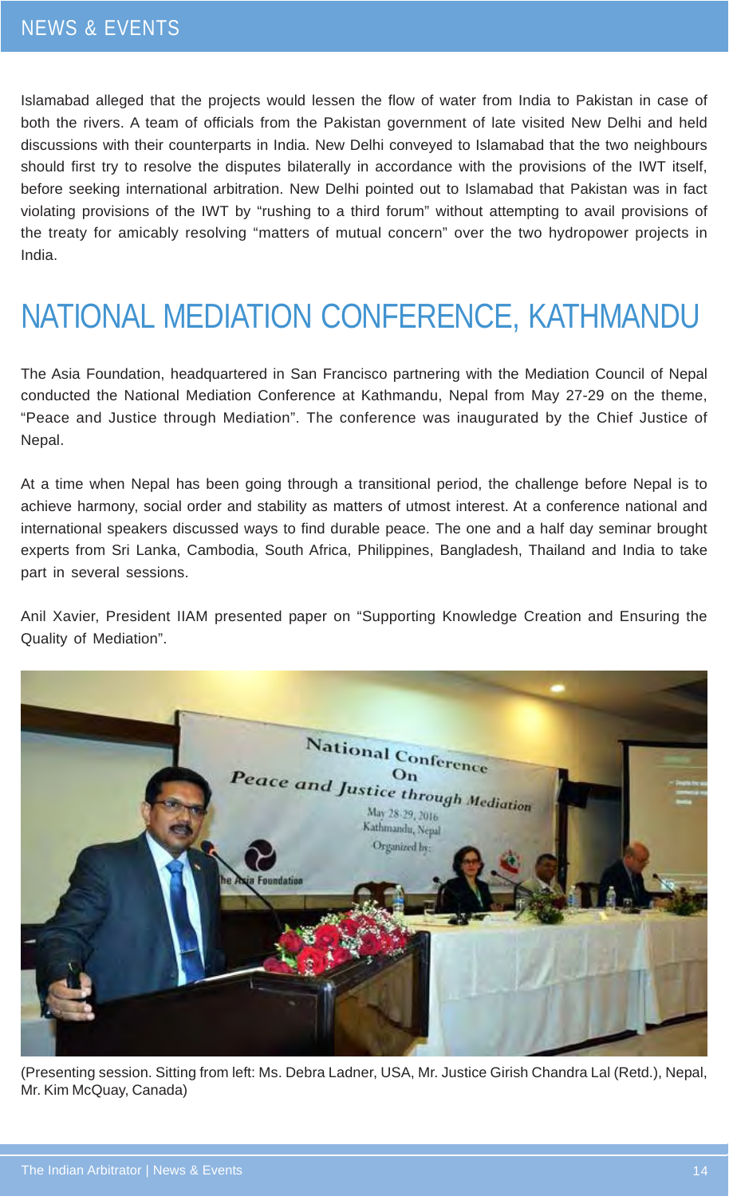Islamabad alleged that the projects would lessen the flow of water from India to Pakistan in case of both the rivers. A team of officials from the Pakistan government of late visited New Delhi and held discussions with their counterparts in India. New Delhi conveyed to Islamabad that the two neighbours should first try to resolve the disputes bilaterally in accordance with the provisions of the IWT itself, before seeking international arbitration. New Delhi pointed out to Islamabad that Pakistan was in fact violating provisions of the IWT by "rushing to a third forum" without attempting to avail provisions of the treaty for amicably resolving "matters of mutual concern" over the two hydropower projects in India.

# NATIONAL MEDIATION CONFERENCE, KATHMANDU

The Asia Foundation, headquartered in San Francisco partnering with the Mediation Council of Nepal conducted the National Mediation Conference at Kathmandu, Nepal from May 27-29 on the theme, "Peace and Justice through Mediation". The conference was inaugurated by the Chief Justice of Nepal.

At a time when Nepal has been going through a transitional period, the challenge before Nepal is to achieve harmony, social order and stability as matters of utmost interest. At a conference national and international speakers discussed ways to find durable peace. The one and a half day seminar brought experts from Sri Lanka, Cambodia, South Africa, Philippines, Bangladesh, Thailand and India to take part in several sessions.

Anil Xavier, President IIAM presented paper on "Supporting Knowledge Creation and Ensuring the Quality of Mediation".

(Presenting session. Sitting from left: Ms. Debra Ladner, USA, Mr. Justice Girish Chandra Lal (Retd.), Nepal, Mr. Kim McQuay, Canada)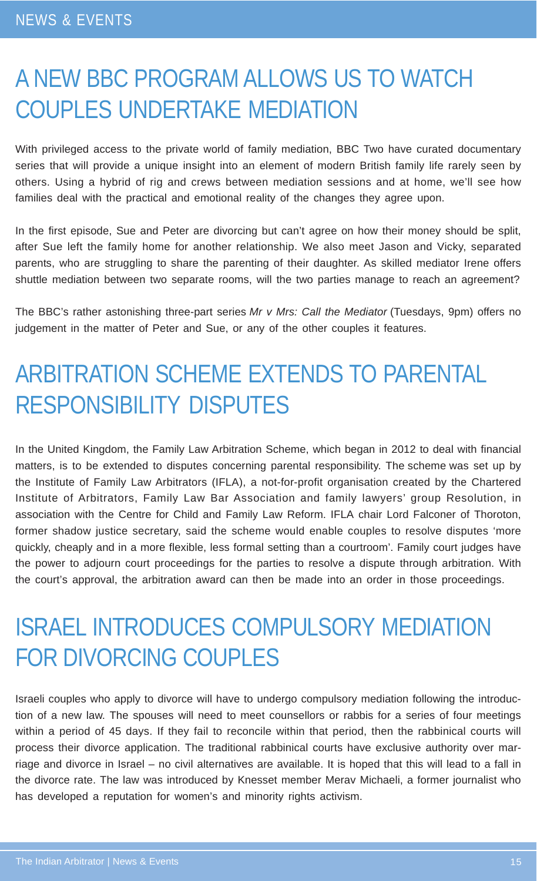# A NEW BBC PROGRAM ALLOWS US TO WATCH COUPLES UNDERTAKE MEDIATION

With privileged access to the private world of family mediation, BBC Two have curated documentary series that will provide a unique insight into an element of modern British family life rarely seen by others. Using a hybrid of rig and crews between mediation sessions and at home, we'll see how families deal with the practical and emotional reality of the changes they agree upon.

In the first episode, Sue and Peter are divorcing but can't agree on how their money should be split, after Sue left the family home for another relationship. We also meet Jason and Vicky, separated parents, who are struggling to share the parenting of their daughter. As skilled mediator Irene offers shuttle mediation between two separate rooms, will the two parties manage to reach an agreement?

The BBC's rather astonishing three-part series *Mr v Mrs: Call the Mediator* (Tuesdays, 9pm) offers no judgement in the matter of Peter and Sue, or any of the other couples it features.

# ARBITRATION SCHEME EXTENDS TO PARENTAL RESPONSIBILITY DISPUTES

In the United Kingdom, the Family Law Arbitration Scheme, which began in 2012 to deal with financial matters, is to be extended to disputes concerning parental responsibility. The scheme was set up by the Institute of Family Law Arbitrators (IFLA), a not-for-profit organisation created by the Chartered Institute of Arbitrators, Family Law Bar Association and family lawyers' group Resolution, in association with the Centre for Child and Family Law Reform. IFLA chair Lord Falconer of Thoroton, former shadow justice secretary, said the scheme would enable couples to resolve disputes 'more quickly, cheaply and in a more flexible, less formal setting than a courtroom'. Family court judges have the power to adjourn court proceedings for the parties to resolve a dispute through arbitration. With the court's approval, the arbitration award can then be made into an order in those proceedings.

# ISRAEL INTRODUCES COMPULSORY MEDIATION FOR DIVORCING COUPLES

Israeli couples who apply to divorce will have to undergo compulsory mediation following the introduction of a new law. The spouses will need to meet counsellors or rabbis for a series of four meetings within a period of 45 days. If they fail to reconcile within that period, then the rabbinical courts will process their divorce application. The traditional rabbinical courts have exclusive authority over marriage and divorce in Israel – no civil alternatives are available. It is hoped that this will lead to a fall in the divorce rate. The law was introduced by Knesset member Merav Michaeli, a former journalist who has developed a reputation for women's and minority rights activism.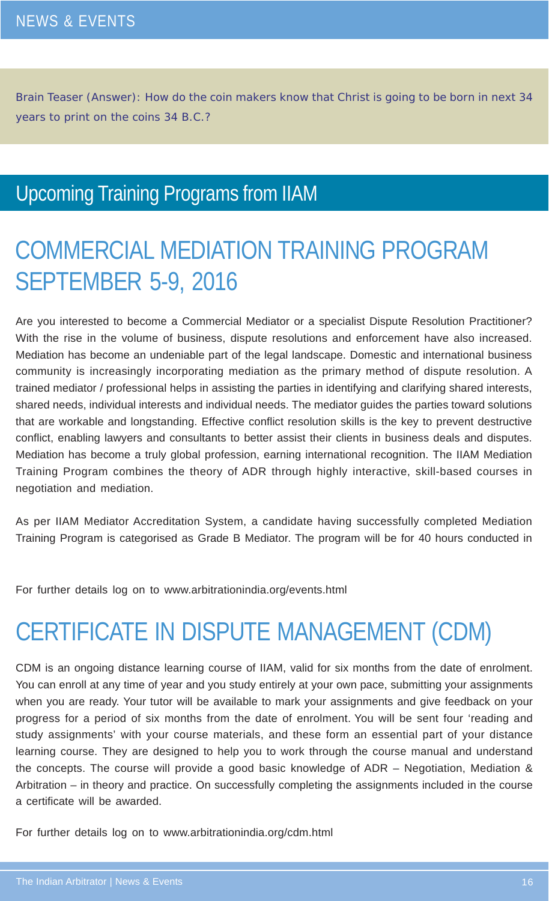Brain Teaser (Answer): How do the coin makers know that Christ is going to be born in next 34 years to print on the coins 34 B.C.?

## Upcoming Training Programs from IIAM

# COMMERCIAL MEDIATION TRAINING PROGRAM SEPTEMBER 5-9, 2016

Are you interested to become a Commercial Mediator or a specialist Dispute Resolution Practitioner? With the rise in the volume of business, dispute resolutions and enforcement have also increased. Mediation has become an undeniable part of the legal landscape. Domestic and international business community is increasingly incorporating mediation as the primary method of dispute resolution. A trained mediator / professional helps in assisting the parties in identifying and clarifying shared interests, shared needs, individual interests and individual needs. The mediator guides the parties toward solutions that are workable and longstanding. Effective conflict resolution skills is the key to prevent destructive conflict, enabling lawyers and consultants to better assist their clients in business deals and disputes. Mediation has become a truly global profession, earning international recognition. The IIAM Mediation Training Program combines the theory of ADR through highly interactive, skill-based courses in negotiation and mediation.

As per IIAM Mediator Accreditation System, a candidate having successfully completed Mediation Training Program is categorised as Grade B Mediator. The program will be for 40 hours conducted in

For further details log on to www.arbitrationindia.org/events.html

# CERTIFICATE IN DISPUTE MANAGEMENT (CDM)

CDM is an ongoing distance learning course of IIAM, valid for six months from the date of enrolment. You can enroll at any time of year and you study entirely at your own pace, submitting your assignments when you are ready. Your tutor will be available to mark your assignments and give feedback on your progress for a period of six months from the date of enrolment. You will be sent four 'reading and study assignments' with your course materials, and these form an essential part of your distance learning course. They are designed to help you to work through the course manual and understand the concepts. The course will provide a good basic knowledge of ADR – Negotiation, Mediation & Arbitration – in theory and practice. On successfully completing the assignments included in the course a certificate will be awarded.

For further details log on to www.arbitrationindia.org/cdm.html